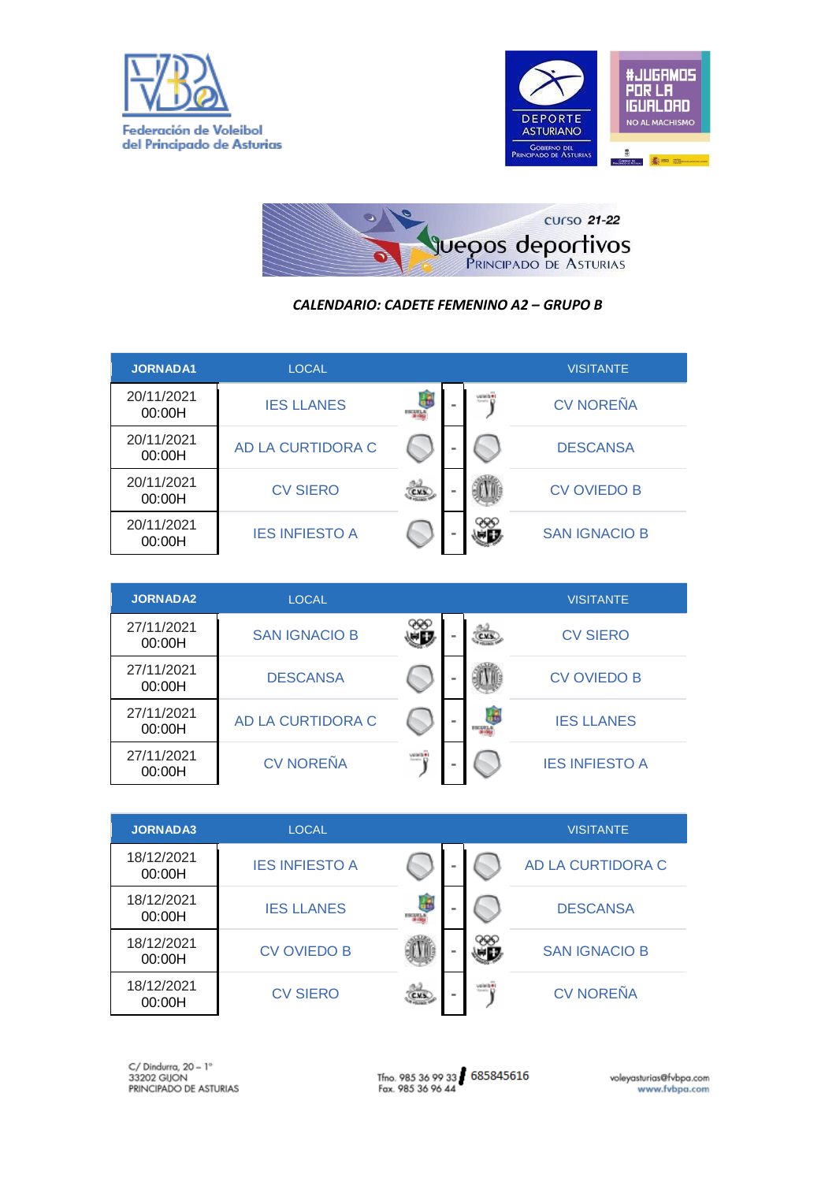Federación de Voleibol del Principado de Asturias

DEPORTE ASTURIANO — Gobierno del Principado de Asturias

#JUGAMOS POR LA IGUALDAD — NO AL MACHISMO

curso 21-22 — Juegos deportivos Principado de Asturias

***CALENDARIO: CADETE FEMENINO A2 – GRUPO B***

| JORNADA1 | LOCAL | | VISITANTE |
|---|---|---|---|
| 20/11/2021 00:00H | IES LLANES | - | CV NOREÑA |
| 20/11/2021 00:00H | AD LA CURTIDORA C | - | DESCANSA |
| 20/11/2021 00:00H | CV SIERO | - | CV OVIEDO B |
| 20/11/2021 00:00H | IES INFIESTO A | - | SAN IGNACIO B |

| JORNADA2 | LOCAL | | VISITANTE |
|---|---|---|---|
| 27/11/2021 00:00H | SAN IGNACIO B | - | CV SIERO |
| 27/11/2021 00:00H | DESCANSA | - | CV OVIEDO B |
| 27/11/2021 00:00H | AD LA CURTIDORA C | - | IES LLANES |
| 27/11/2021 00:00H | CV NOREÑA | - | IES INFIESTO A |

| JORNADA3 | LOCAL | | VISITANTE |
|---|---|---|---|
| 18/12/2021 00:00H | IES INFIESTO A | - | AD LA CURTIDORA C |
| 18/12/2021 00:00H | IES LLANES | - | DESCANSA |
| 18/12/2021 00:00H | CV OVIEDO B | - | SAN IGNACIO B |
| 18/12/2021 00:00H | CV SIERO | - | CV NOREÑA |

C/ Dindurra, 20 – 1º
33202 GIJON
PRINCIPADO DE ASTURIAS

Tfno. 985 36 99 33 / 685845616
Fax. 985 36 96 44

voleyasturias@fvbpa.com
www.fvbpa.com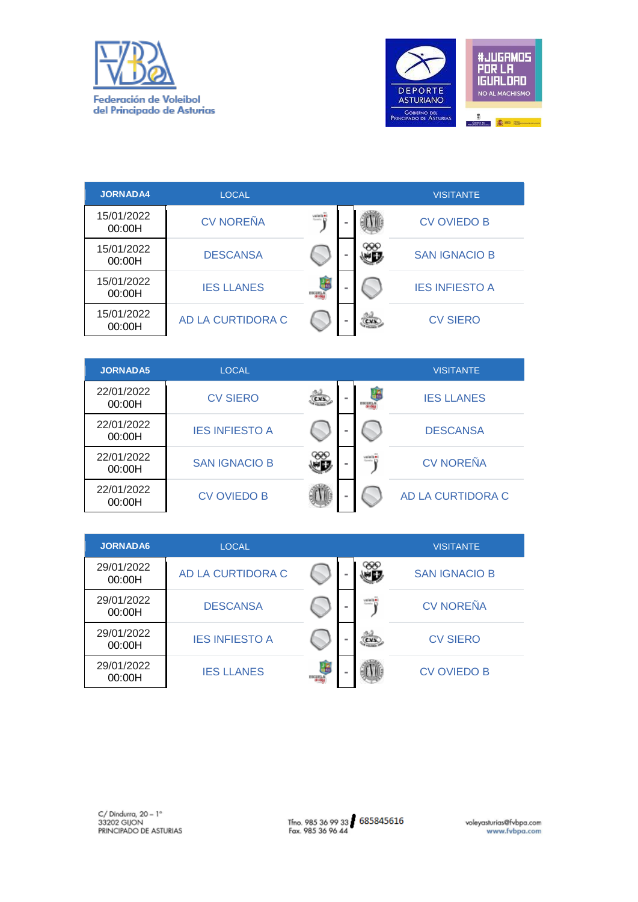| JORNADA4 | LOCAL | | | VISITANTE |
|---|---|---|---|---|
| 15/01/2022 00:00H | CV NOREÑA | - | | CV OVIEDO B |
| 15/01/2022 00:00H | DESCANSA | - | | SAN IGNACIO B |
| 15/01/2022 00:00H | IES LLANES | - | | IES INFIESTO A |
| 15/01/2022 00:00H | AD LA CURTIDORA C | - | | CV SIERO |

| JORNADA5 | LOCAL | | | VISITANTE |
|---|---|---|---|---|
| 22/01/2022 00:00H | CV SIERO | - | | IES LLANES |
| 22/01/2022 00:00H | IES INFIESTO A | - | | DESCANSA |
| 22/01/2022 00:00H | SAN IGNACIO B | - | | CV NOREÑA |
| 22/01/2022 00:00H | CV OVIEDO B | - | | AD LA CURTIDORA C |

| JORNADA6 | LOCAL | | | VISITANTE |
|---|---|---|---|---|
| 29/01/2022 00:00H | AD LA CURTIDORA C | - | | SAN IGNACIO B |
| 29/01/2022 00:00H | DESCANSA | - | | CV NOREÑA |
| 29/01/2022 00:00H | IES INFIESTO A | - | | CV SIERO |
| 29/01/2022 00:00H | IES LLANES | - | | CV OVIEDO B |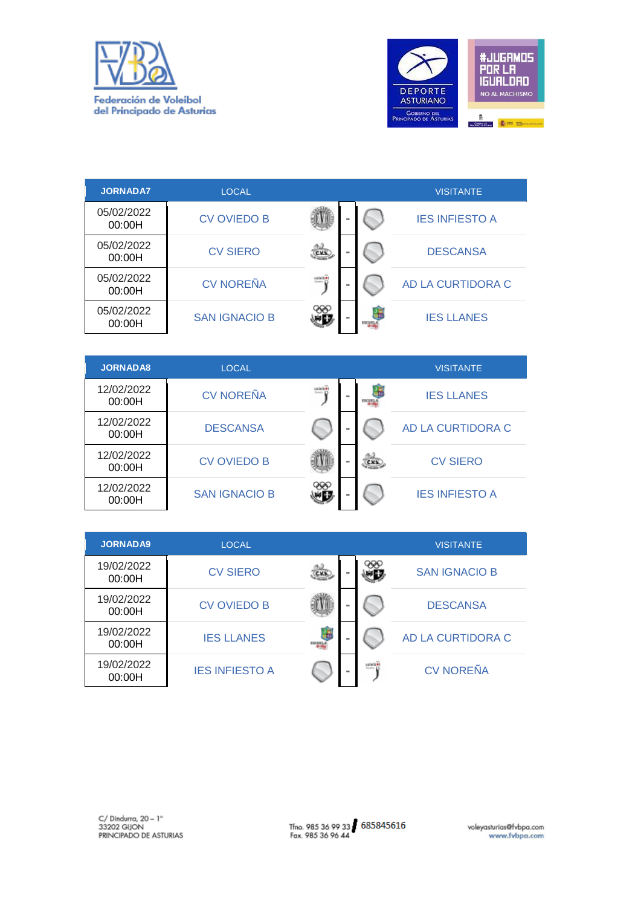| JORNADA7 | LOCAL | | VISITANTE |
|---|---|---|---|
| 05/02/2022 00:00H | CV OVIEDO B | - | IES INFIESTO A |
| 05/02/2022 00:00H | CV SIERO | - | DESCANSA |
| 05/02/2022 00:00H | CV NOREÑA | - | AD LA CURTIDORA C |
| 05/02/2022 00:00H | SAN IGNACIO B | - | IES LLANES |

| JORNADA8 | LOCAL | | VISITANTE |
|---|---|---|---|
| 12/02/2022 00:00H | CV NOREÑA | - | IES LLANES |
| 12/02/2022 00:00H | DESCANSA | - | AD LA CURTIDORA C |
| 12/02/2022 00:00H | CV OVIEDO B | - | CV SIERO |
| 12/02/2022 00:00H | SAN IGNACIO B | - | IES INFIESTO A |

| JORNADA9 | LOCAL | | VISITANTE |
|---|---|---|---|
| 19/02/2022 00:00H | CV SIERO | - | SAN IGNACIO B |
| 19/02/2022 00:00H | CV OVIEDO B | - | DESCANSA |
| 19/02/2022 00:00H | IES LLANES | - | AD LA CURTIDORA C |
| 19/02/2022 00:00H | IES INFIESTO A | - | CV NOREÑA |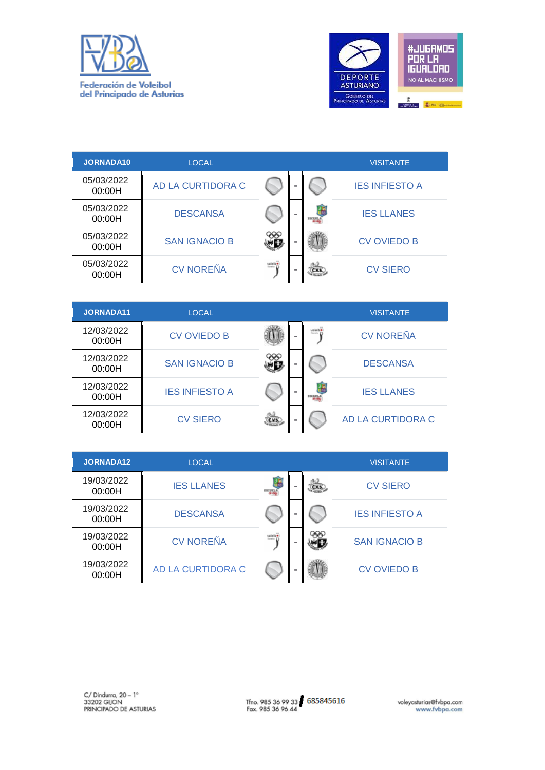| JORNADA10 | LOCAL | | VISITANTE |
|---|---|---|---|
| 05/03/2022 00:00H | AD LA CURTIDORA C | - | IES INFIESTO A |
| 05/03/2022 00:00H | DESCANSA | - | IES LLANES |
| 05/03/2022 00:00H | SAN IGNACIO B | - | CV OVIEDO B |
| 05/03/2022 00:00H | CV NOREÑA | - | CV SIERO |

| JORNADA11 | LOCAL | | VISITANTE |
|---|---|---|---|
| 12/03/2022 00:00H | CV OVIEDO B | - | CV NOREÑA |
| 12/03/2022 00:00H | SAN IGNACIO B | - | DESCANSA |
| 12/03/2022 00:00H | IES INFIESTO A | - | IES LLANES |
| 12/03/2022 00:00H | CV SIERO | - | AD LA CURTIDORA C |

| JORNADA12 | LOCAL | | VISITANTE |
|---|---|---|---|
| 19/03/2022 00:00H | IES LLANES | - | CV SIERO |
| 19/03/2022 00:00H | DESCANSA | - | IES INFIESTO A |
| 19/03/2022 00:00H | CV NOREÑA | - | SAN IGNACIO B |
| 19/03/2022 00:00H | AD LA CURTIDORA C | - | CV OVIEDO B |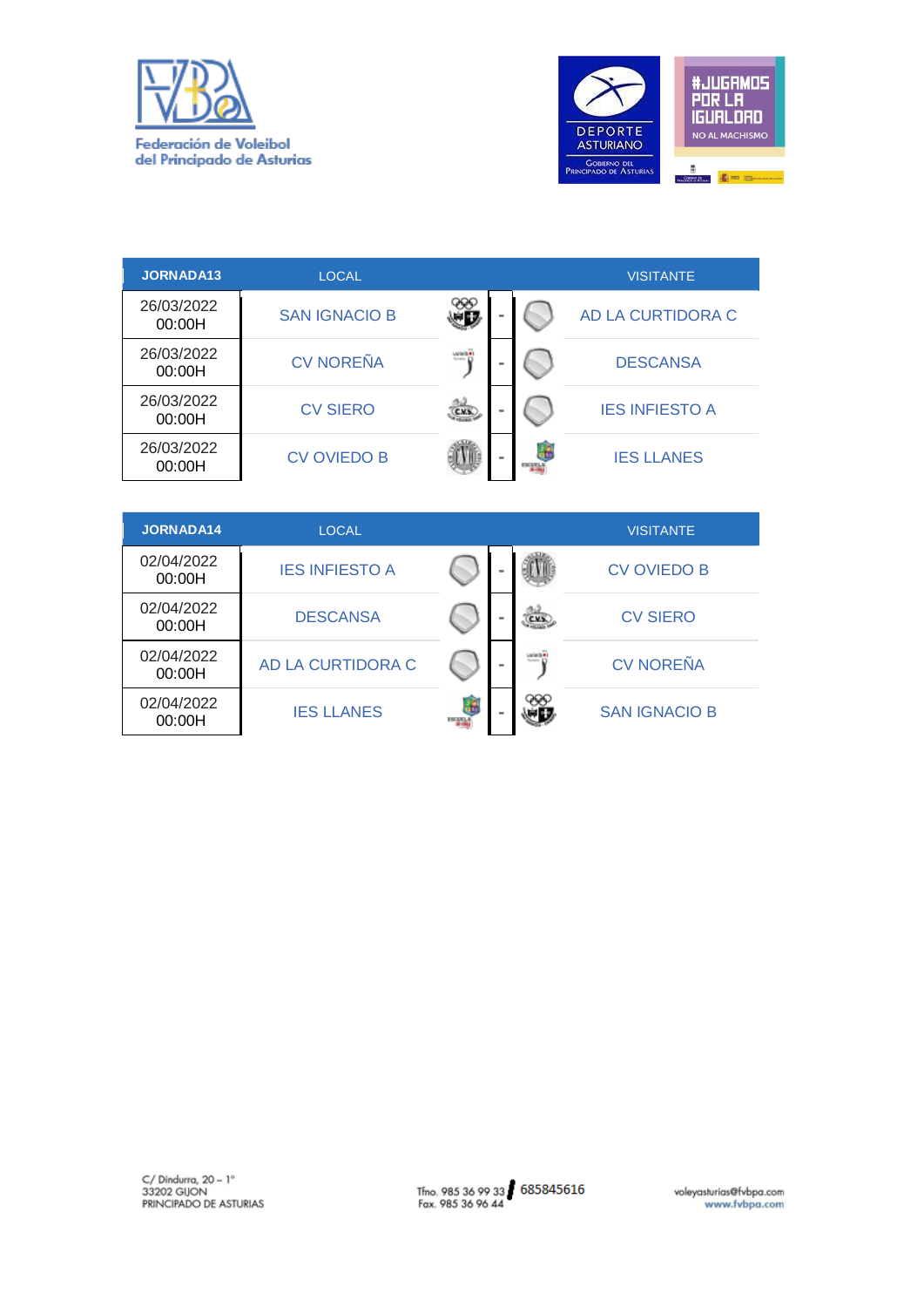Federación de Voleibol del Principado de Asturias

DEPORTE ASTURIANO
Gobierno del Principado de Asturias

#JUGAMOS POR LA IGUALDAD
NO AL MACHISMO

| JORNADA13 | LOCAL | | VISITANTE |
|---|---|---|---|
| 26/03/2022 00:00H | SAN IGNACIO B | - | AD LA CURTIDORA C |
| 26/03/2022 00:00H | CV NOREÑA | - | DESCANSA |
| 26/03/2022 00:00H | CV SIERO | - | IES INFIESTO A |
| 26/03/2022 00:00H | CV OVIEDO B | - | IES LLANES |

| JORNADA14 | LOCAL | | VISITANTE |
|---|---|---|---|
| 02/04/2022 00:00H | IES INFIESTO A | - | CV OVIEDO B |
| 02/04/2022 00:00H | DESCANSA | - | CV SIERO |
| 02/04/2022 00:00H | AD LA CURTIDORA C | - | CV NOREÑA |
| 02/04/2022 00:00H | IES LLANES | - | SAN IGNACIO B |

C/ Dindurra, 20 – 1º
33202 GIJON
PRINCIPADO DE ASTURIAS

Tfno. 985 36 99 33 685845616
Fax. 985 36 96 44

voleyasturias@fvbpa.com
www.fvbpa.com